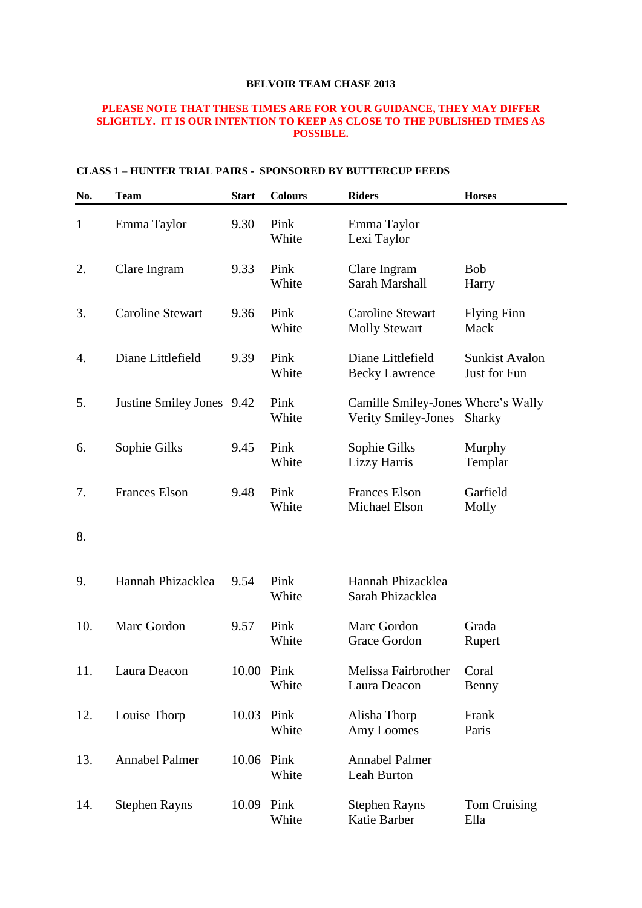**BELVOIR TEAM CHASE 2013**

**PLEASE NOTE THAT THESE TIMES ARE FOR YOUR GUIDANCE, THEY MAY DIFFER SLIGHTLY. IT IS OUR INTENTION TO KEEP AS CLOSE TO THE PUBLISHED TIMES AS POSSIBLE.**

**CLASS 1 – HUNTER TRIAL PAIRS - SPONSORED BY BUTTERCUP FEEDS**

| No. | Team | Start | Colours | Riders | Horses |
|---|---|---|---|---|---|
| 1 | Emma Taylor | 9.30 | Pink<br>White | Emma Taylor<br>Lexi Taylor | |
| 2. | Clare Ingram | 9.33 | Pink<br>White | Clare Ingram<br>Sarah Marshall | Bob<br>Harry |
| 3. | Caroline Stewart | 9.36 | Pink<br>White | Caroline Stewart<br>Molly Stewart | Flying Finn<br>Mack |
| 4. | Diane Littlefield | 9.39 | Pink<br>White | Diane Littlefield<br>Becky Lawrence | Sunkist Avalon<br>Just for Fun |
| 5. | Justine Smiley Jones | 9.42 | Pink<br>White | Camille Smiley-Jones<br>Verity Smiley-Jones | Where's Wally<br>Sharky |
| 6. | Sophie Gilks | 9.45 | Pink<br>White | Sophie Gilks<br>Lizzy Harris | Murphy<br>Templar |
| 7. | Frances Elson | 9.48 | Pink<br>White | Frances Elson<br>Michael Elson | Garfield<br>Molly |
| 8. | | | | | |
| 9. | Hannah Phizacklea | 9.54 | Pink<br>White | Hannah Phizacklea<br>Sarah Phizacklea | |
| 10. | Marc Gordon | 9.57 | Pink<br>White | Marc Gordon<br>Grace Gordon | Grada<br>Rupert |
| 11. | Laura Deacon | 10.00 | Pink<br>White | Melissa Fairbrother<br>Laura Deacon | Coral<br>Benny |
| 12. | Louise Thorp | 10.03 | Pink<br>White | Alisha Thorp<br>Amy Loomes | Frank<br>Paris |
| 13. | Annabel Palmer | 10.06 | Pink<br>White | Annabel Palmer<br>Leah Burton | |
| 14. | Stephen Rayns | 10.09 | Pink<br>White | Stephen Rayns<br>Katie Barber | Tom Cruising<br>Ella |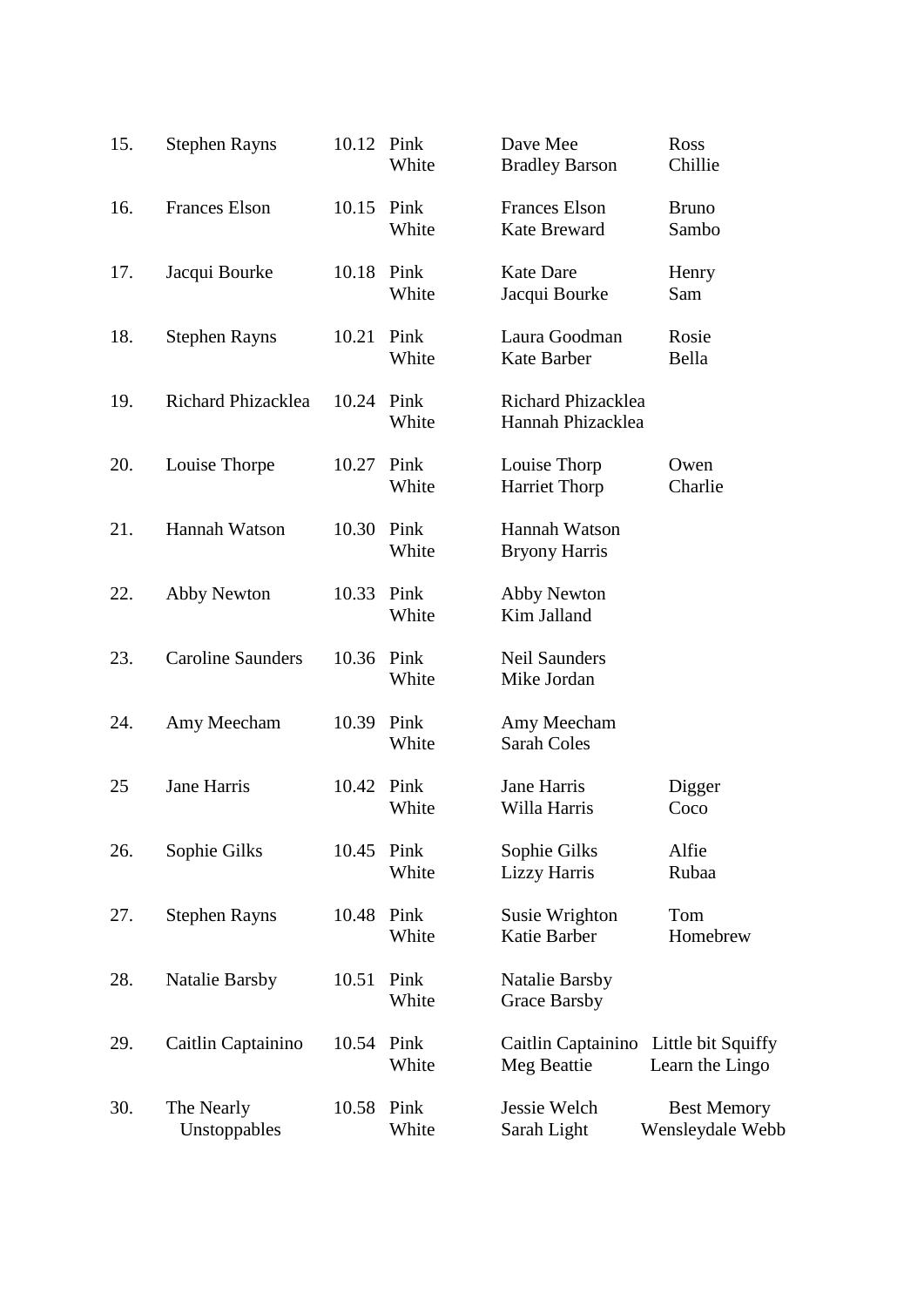| | | | | | |
|---|---|---|---|---|---|
| 15. | Stephen Rayns | 10.12 | Pink<br>White | Dave Mee<br>Bradley Barson | Ross<br>Chillie |
| 16. | Frances Elson | 10.15 | Pink<br>White | Frances Elson<br>Kate Breward | Bruno<br>Sambo |
| 17. | Jacqui Bourke | 10.18 | Pink<br>White | Kate Dare<br>Jacqui Bourke | Henry<br>Sam |
| 18. | Stephen Rayns | 10.21 | Pink<br>White | Laura Goodman<br>Kate Barber | Rosie<br>Bella |
| 19. | Richard Phizacklea | 10.24 | Pink<br>White | Richard Phizacklea<br>Hannah Phizacklea | |
| 20. | Louise Thorpe | 10.27 | Pink<br>White | Louise Thorp<br>Harriet Thorp | Owen<br>Charlie |
| 21. | Hannah Watson | 10.30 | Pink<br>White | Hannah Watson<br>Bryony Harris | |
| 22. | Abby Newton | 10.33 | Pink<br>White | Abby Newton<br>Kim Jalland | |
| 23. | Caroline Saunders | 10.36 | Pink<br>White | Neil Saunders<br>Mike Jordan | |
| 24. | Amy Meecham | 10.39 | Pink<br>White | Amy Meecham<br>Sarah Coles | |
| 25 | Jane Harris | 10.42 | Pink<br>White | Jane Harris<br>Willa Harris | Digger<br>Coco |
| 26. | Sophie Gilks | 10.45 | Pink<br>White | Sophie Gilks<br>Lizzy Harris | Alfie<br>Rubaa |
| 27. | Stephen Rayns | 10.48 | Pink<br>White | Susie Wrighton<br>Katie Barber | Tom<br>Homebrew |
| 28. | Natalie Barsby | 10.51 | Pink<br>White | Natalie Barsby<br>Grace Barsby | |
| 29. | Caitlin Captainino | 10.54 | Pink<br>White | Caitlin Captainino<br>Meg Beattie | Little bit Squiffy<br>Learn the Lingo |
| 30. | The Nearly Unstoppables | 10.58 | Pink<br>White | Jessie Welch<br>Sarah Light | Best Memory<br>Wensleydale Webb |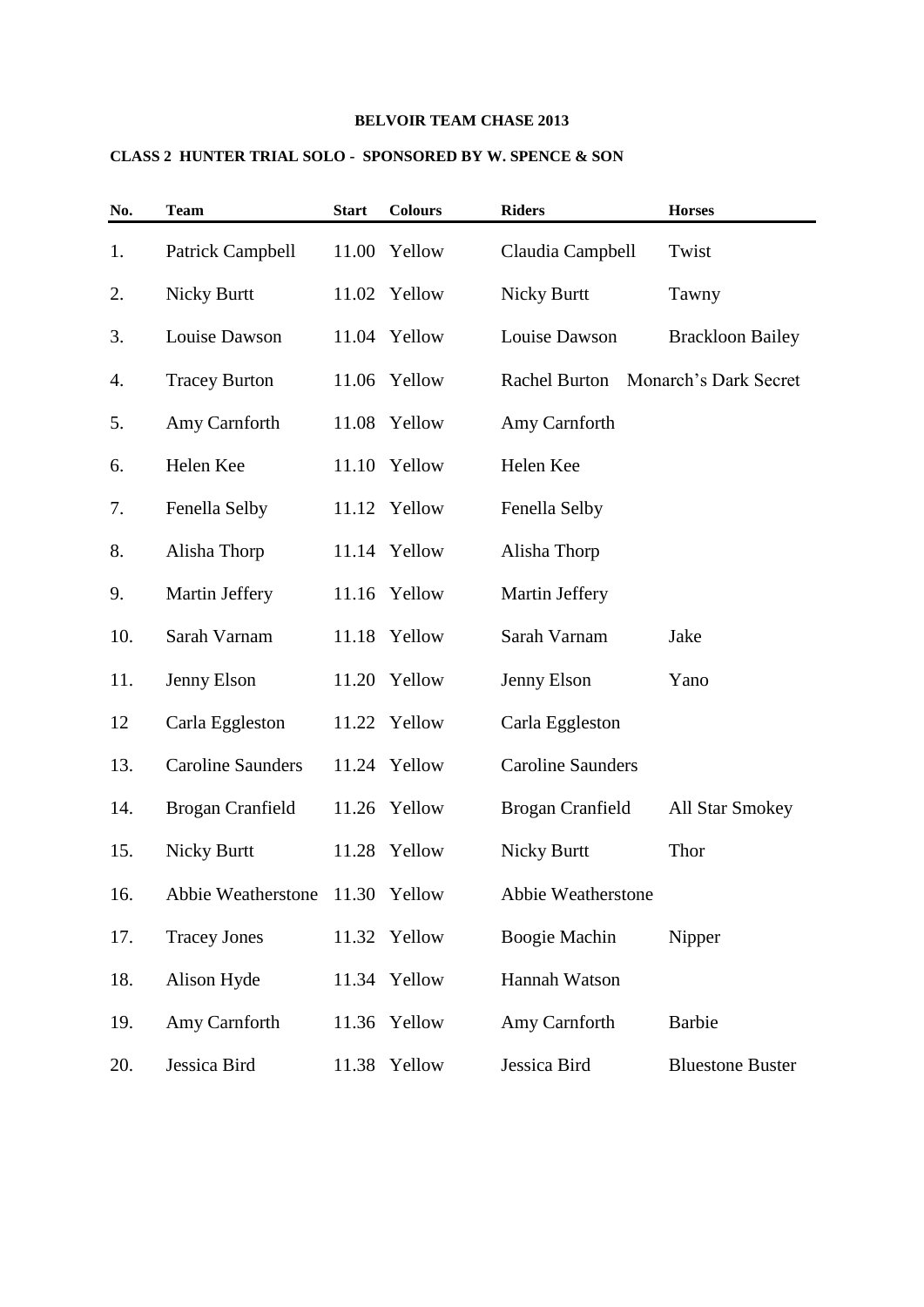**BELVOIR TEAM CHASE 2013**

**CLASS 2 HUNTER TRIAL SOLO - SPONSORED BY W. SPENCE & SON**

| No. | Team | Start | Colours | Riders | Horses |
|---|---|---|---|---|---|
| 1. | Patrick Campbell | 11.00 | Yellow | Claudia Campbell | Twist |
| 2. | Nicky Burtt | 11.02 | Yellow | Nicky Burtt | Tawny |
| 3. | Louise Dawson | 11.04 | Yellow | Louise Dawson | Brackloon Bailey |
| 4. | Tracey Burton | 11.06 | Yellow | Rachel Burton | Monarch's Dark Secret |
| 5. | Amy Carnforth | 11.08 | Yellow | Amy Carnforth | |
| 6. | Helen Kee | 11.10 | Yellow | Helen Kee | |
| 7. | Fenella Selby | 11.12 | Yellow | Fenella Selby | |
| 8. | Alisha Thorp | 11.14 | Yellow | Alisha Thorp | |
| 9. | Martin Jeffery | 11.16 | Yellow | Martin Jeffery | |
| 10. | Sarah Varnam | 11.18 | Yellow | Sarah Varnam | Jake |
| 11. | Jenny Elson | 11.20 | Yellow | Jenny Elson | Yano |
| 12 | Carla Eggleston | 11.22 | Yellow | Carla Eggleston | |
| 13. | Caroline Saunders | 11.24 | Yellow | Caroline Saunders | |
| 14. | Brogan Cranfield | 11.26 | Yellow | Brogan Cranfield | All Star Smokey |
| 15. | Nicky Burtt | 11.28 | Yellow | Nicky Burtt | Thor |
| 16. | Abbie Weatherstone | 11.30 | Yellow | Abbie Weatherstone | |
| 17. | Tracey Jones | 11.32 | Yellow | Boogie Machin | Nipper |
| 18. | Alison Hyde | 11.34 | Yellow | Hannah Watson | |
| 19. | Amy Carnforth | 11.36 | Yellow | Amy Carnforth | Barbie |
| 20. | Jessica Bird | 11.38 | Yellow | Jessica Bird | Bluestone Buster |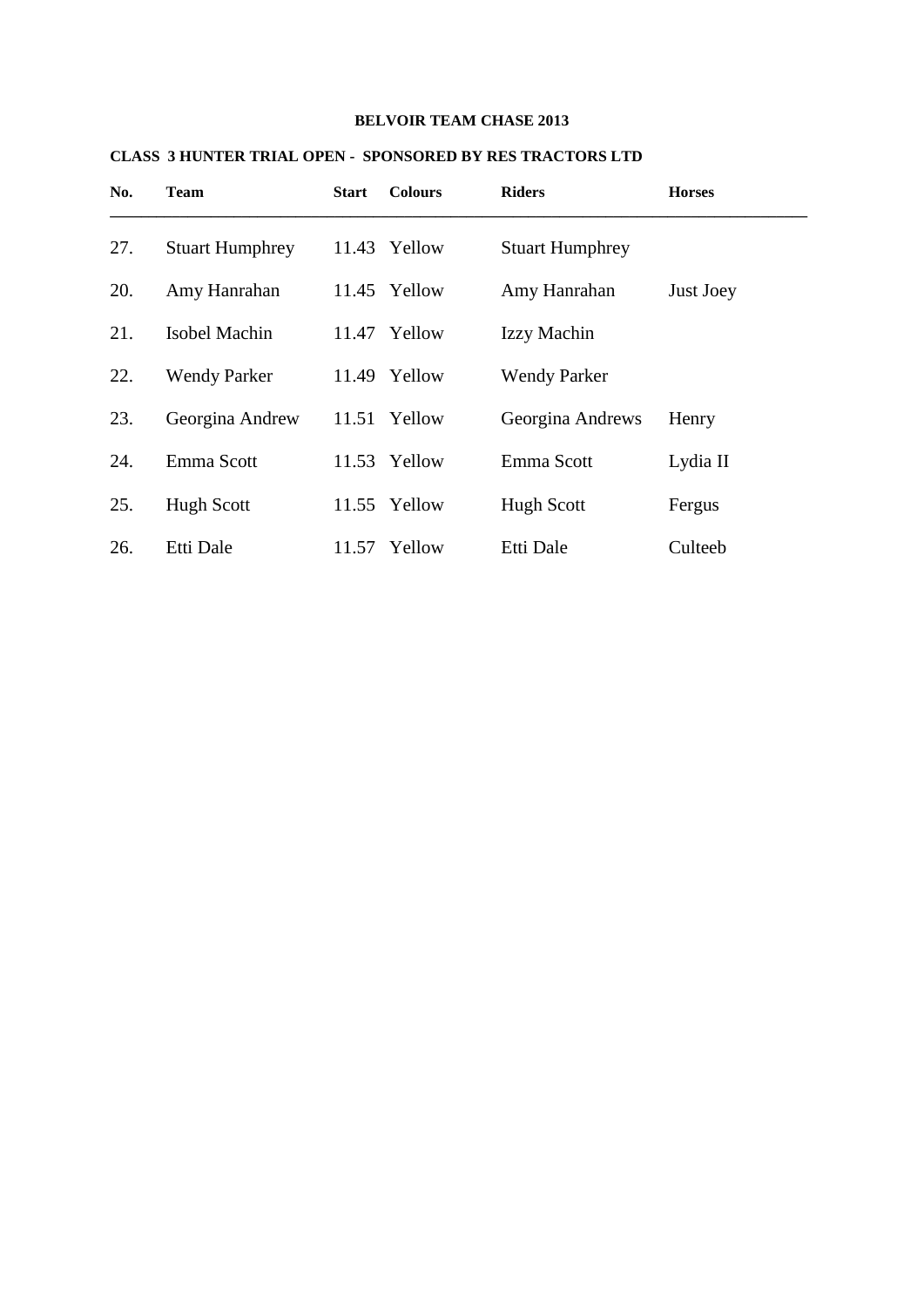**BELVOIR TEAM CHASE 2013**

**CLASS 3 HUNTER TRIAL OPEN - SPONSORED BY RES TRACTORS LTD**

| No. | Team | Start | Colours | Riders | Horses |
|---|---|---|---|---|---|
| 27. | Stuart Humphrey | 11.43 | Yellow | Stuart Humphrey | |
| 20. | Amy Hanrahan | 11.45 | Yellow | Amy Hanrahan | Just Joey |
| 21. | Isobel Machin | 11.47 | Yellow | Izzy Machin | |
| 22. | Wendy Parker | 11.49 | Yellow | Wendy Parker | |
| 23. | Georgina Andrew | 11.51 | Yellow | Georgina Andrews | Henry |
| 24. | Emma Scott | 11.53 | Yellow | Emma Scott | Lydia II |
| 25. | Hugh Scott | 11.55 | Yellow | Hugh Scott | Fergus |
| 26. | Etti Dale | 11.57 | Yellow | Etti Dale | Culteeb |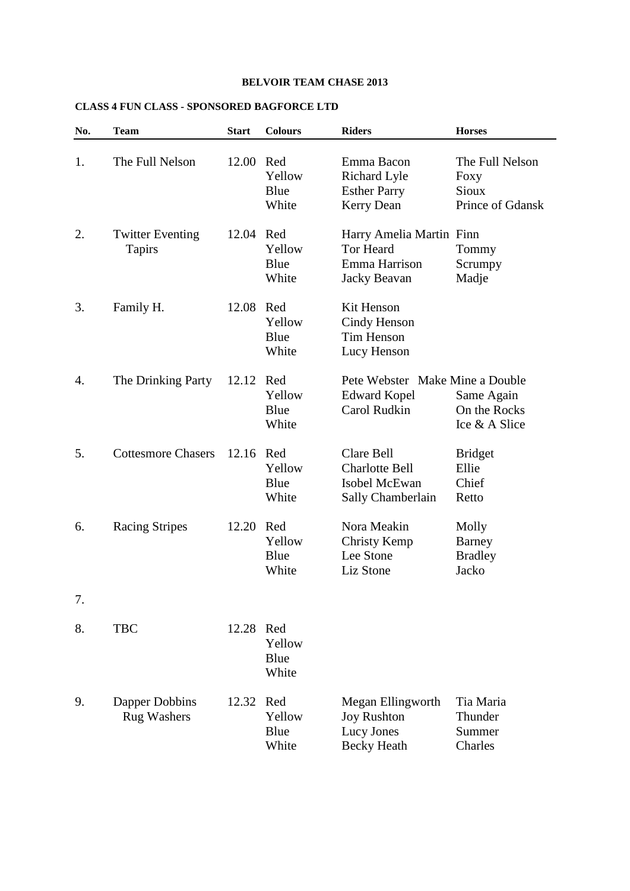**BELVOIR TEAM CHASE 2013**

**CLASS 4 FUN CLASS - SPONSORED BAGFORCE LTD**

| No. | Team | Start | Colours | Riders | Horses |
|---|---|---|---|---|---|
| 1. | The Full Nelson | 12.00 | Red | Emma Bacon | The Full Nelson |
| | | | Yellow | Richard Lyle | Foxy |
| | | | Blue | Esther Parry | Sioux |
| | | | White | Kerry Dean | Prince of Gdansk |
| 2. | Twitter Eventing Tapirs | 12.04 | Red | Harry Amelia Martin | Finn |
| | | | Yellow | Tor Heard | Tommy |
| | | | Blue | Emma Harrison | Scrumpy |
| | | | White | Jacky Beavan | Madje |
| 3. | Family H. | 12.08 | Red | Kit Henson | |
| | | | Yellow | Cindy Henson | |
| | | | Blue | Tim Henson | |
| | | | White | Lucy Henson | |
| 4. | The Drinking Party | 12.12 | Red | Pete Webster | Make Mine a Double |
| | | | Yellow | Edward Kopel | Same Again |
| | | | Blue | Carol Rudkin | On the Rocks |
| | | | White | | Ice & A Slice |
| 5. | Cottesmore Chasers | 12.16 | Red | Clare Bell | Bridget |
| | | | Yellow | Charlotte Bell | Ellie |
| | | | Blue | Isobel McEwan | Chief |
| | | | White | Sally Chamberlain | Retto |
| 6. | Racing Stripes | 12.20 | Red | Nora Meakin | Molly |
| | | | Yellow | Christy Kemp | Barney |
| | | | Blue | Lee Stone | Bradley |
| | | | White | Liz Stone | Jacko |
| 7. | | | | | |
| 8. | TBC | 12.28 | Red | | |
| | | | Yellow | | |
| | | | Blue | | |
| | | | White | | |
| 9. | Dapper Dobbins Rug Washers | 12.32 | Red | Megan Ellingworth | Tia Maria |
| | | | Yellow | Joy Rushton | Thunder |
| | | | Blue | Lucy Jones | Summer |
| | | | White | Becky Heath | Charles |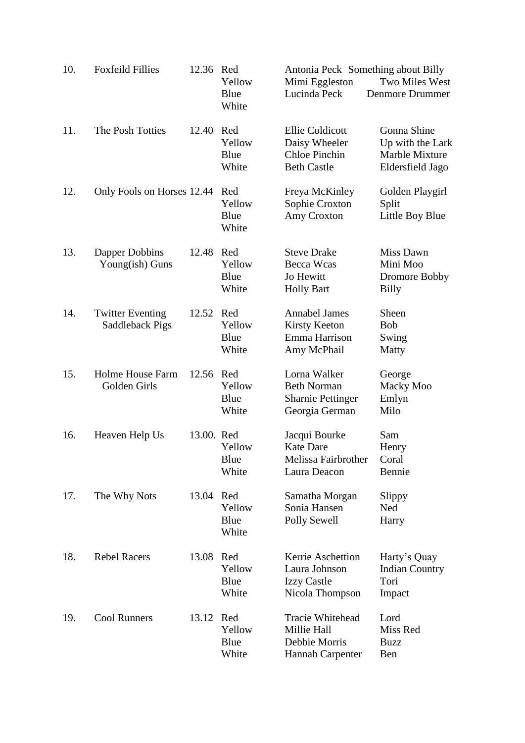| No. | Team | Time | Colour | Rider | Horse |
|---|---|---|---|---|---|
| 10. | Foxfeild Fillies | 12.36 | Red | Antonia Peck | Something about Billy |
| | | | Yellow | Mimi Eggleston | Two Miles West |
| | | | Blue | Lucinda Peck | Denmore Drummer |
| | | | White | | |
| 11. | The Posh Totties | 12.40 | Red | Ellie Coldicott | Gonna Shine |
| | | | Yellow | Daisy Wheeler | Up with the Lark |
| | | | Blue | Chloe Pinchin | Marble Mixture |
| | | | White | Beth Castle | Eldersfield Jago |
| 12. | Only Fools on Horses | 12.44 | Red | Freya McKinley | Golden Playgirl |
| | | | Yellow | Sophie Croxton | Split |
| | | | Blue | Amy Croxton | Little Boy Blue |
| | | | White | | |
| 13. | Dapper Dobbins Young(ish) Guns | 12.48 | Red | Steve Drake | Miss Dawn |
| | | | Yellow | Becca Wcas | Mini Moo |
| | | | Blue | Jo Hewitt | Dromore Bobby |
| | | | White | Holly Bart | Billy |
| 14. | Twitter Eventing Saddleback Pigs | 12.52 | Red | Annabel James | Sheen |
| | | | Yellow | Kirsty Keeton | Bob |
| | | | Blue | Emma Harrison | Swing |
| | | | White | Amy McPhail | Matty |
| 15. | Holme House Farm Golden Girls | 12.56 | Red | Lorna Walker | George |
| | | | Yellow | Beth Norman | Macky Moo |
| | | | Blue | Sharnie Pettinger | Emlyn |
| | | | White | Georgia German | Milo |
| 16. | Heaven Help Us | 13.00. | Red | Jacqui Bourke | Sam |
| | | | Yellow | Kate Dare | Henry |
| | | | Blue | Melissa Fairbrother | Coral |
| | | | White | Laura Deacon | Bennie |
| 17. | The Why Nots | 13.04 | Red | Samatha Morgan | Slippy |
| | | | Yellow | Sonia Hansen | Ned |
| | | | Blue | Polly Sewell | Harry |
| | | | White | | |
| 18. | Rebel Racers | 13.08 | Red | Kerrie Aschettion | Harty's Quay |
| | | | Yellow | Laura Johnson | Indian Country |
| | | | Blue | Izzy Castle | Tori |
| | | | White | Nicola Thompson | Impact |
| 19. | Cool Runners | 13.12 | Red | Tracie Whitehead | Lord |
| | | | Yellow | Millie Hall | Miss Red |
| | | | Blue | Debbie Morris | Buzz |
| | | | White | Hannah Carpenter | Ben |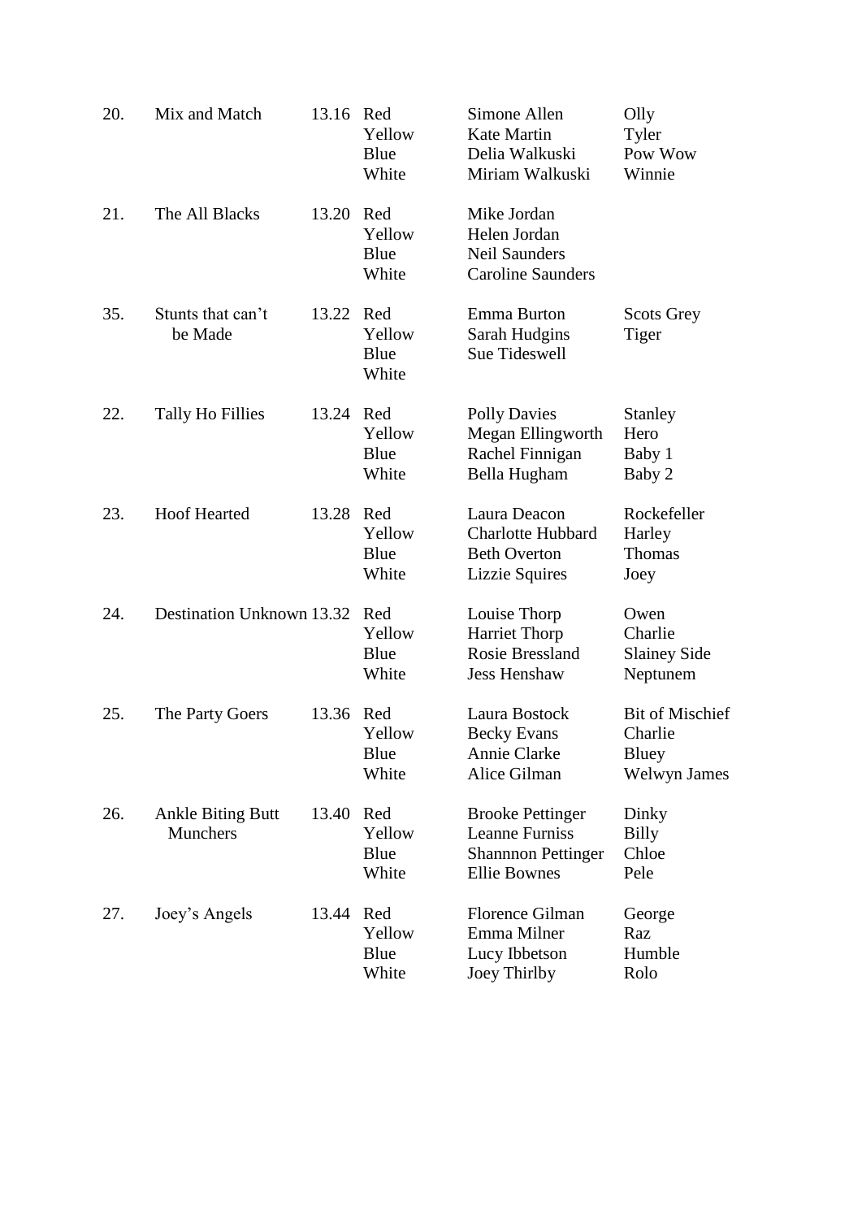| No. | Team | Time | Colour | Rider | Horse |
|---|---|---|---|---|---|
| 20. | Mix and Match | 13.16 | Red | Simone Allen | Olly |
| | | | Yellow | Kate Martin | Tyler |
| | | | Blue | Delia Walkuski | Pow Wow |
| | | | White | Miriam Walkuski | Winnie |
| 21. | The All Blacks | 13.20 | Red | Mike Jordan | |
| | | | Yellow | Helen Jordan | |
| | | | Blue | Neil Saunders | |
| | | | White | Caroline Saunders | |
| 35. | Stunts that can't be Made | 13.22 | Red | Emma Burton | Scots Grey |
| | | | Yellow | Sarah Hudgins | Tiger |
| | | | Blue | Sue Tideswell | |
| | | | White | | |
| 22. | Tally Ho Fillies | 13.24 | Red | Polly Davies | Stanley |
| | | | Yellow | Megan Ellingworth | Hero |
| | | | Blue | Rachel Finnigan | Baby 1 |
| | | | White | Bella Hugham | Baby 2 |
| 23. | Hoof Hearted | 13.28 | Red | Laura Deacon | Rockefeller |
| | | | Yellow | Charlotte Hubbard | Harley |
| | | | Blue | Beth Overton | Thomas |
| | | | White | Lizzie Squires | Joey |
| 24. | Destination Unknown | 13.32 | Red | Louise Thorp | Owen |
| | | | Yellow | Harriet Thorp | Charlie |
| | | | Blue | Rosie Bressland | Slainey Side |
| | | | White | Jess Henshaw | Neptunem |
| 25. | The Party Goers | 13.36 | Red | Laura Bostock | Bit of Mischief |
| | | | Yellow | Becky Evans | Charlie |
| | | | Blue | Annie Clarke | Bluey |
| | | | White | Alice Gilman | Welwyn James |
| 26. | Ankle Biting Butt Munchers | 13.40 | Red | Brooke Pettinger | Dinky |
| | | | Yellow | Leanne Furniss | Billy |
| | | | Blue | Shannnon Pettinger | Chloe |
| | | | White | Ellie Bownes | Pele |
| 27. | Joey's Angels | 13.44 | Red | Florence Gilman | George |
| | | | Yellow | Emma Milner | Raz |
| | | | Blue | Lucy Ibbetson | Humble |
| | | | White | Joey Thirlby | Rolo |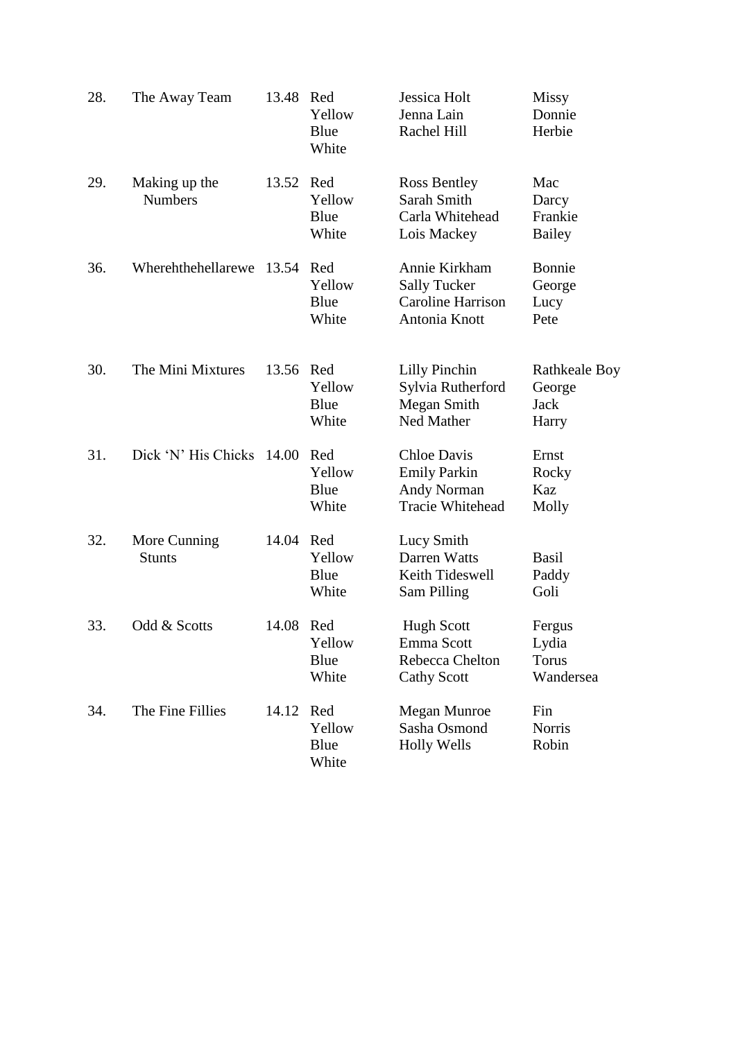| No. | Team | Time | Colour | Rider | Horse |
|---|---|---|---|---|---|
| 28. | The Away Team | 13.48 | Red | Jessica Holt | Missy |
| | | | Yellow | Jenna Lain | Donnie |
| | | | Blue | Rachel Hill | Herbie |
| | | | White | | |
| 29. | Making up the Numbers | 13.52 | Red | Ross Bentley | Mac |
| | | | Yellow | Sarah Smith | Darcy |
| | | | Blue | Carla Whitehead | Frankie |
| | | | White | Lois Mackey | Bailey |
| 36. | Wherehthehellarewe | 13.54 | Red | Annie Kirkham | Bonnie |
| | | | Yellow | Sally Tucker | George |
| | | | Blue | Caroline Harrison | Lucy |
| | | | White | Antonia Knott | Pete |
| 30. | The Mini Mixtures | 13.56 | Red | Lilly Pinchin | Rathkeale Boy |
| | | | Yellow | Sylvia Rutherford | George |
| | | | Blue | Megan Smith | Jack |
| | | | White | Ned Mather | Harry |
| 31. | Dick 'N' His Chicks | 14.00 | Red | Chloe Davis | Ernst |
| | | | Yellow | Emily Parkin | Rocky |
| | | | Blue | Andy Norman | Kaz |
| | | | White | Tracie Whitehead | Molly |
| 32. | More Cunning Stunts | 14.04 | Red | Lucy Smith | |
| | | | Yellow | Darren Watts | Basil |
| | | | Blue | Keith Tideswell | Paddy |
| | | | White | Sam Pilling | Goli |
| 33. | Odd & Scotts | 14.08 | Red | Hugh Scott | Fergus |
| | | | Yellow | Emma Scott | Lydia |
| | | | Blue | Rebecca Chelton | Torus |
| | | | White | Cathy Scott | Wandersea |
| 34. | The Fine Fillies | 14.12 | Red | Megan Munroe | Fin |
| | | | Yellow | Sasha Osmond | Norris |
| | | | Blue | Holly Wells | Robin |
| | | | White | | |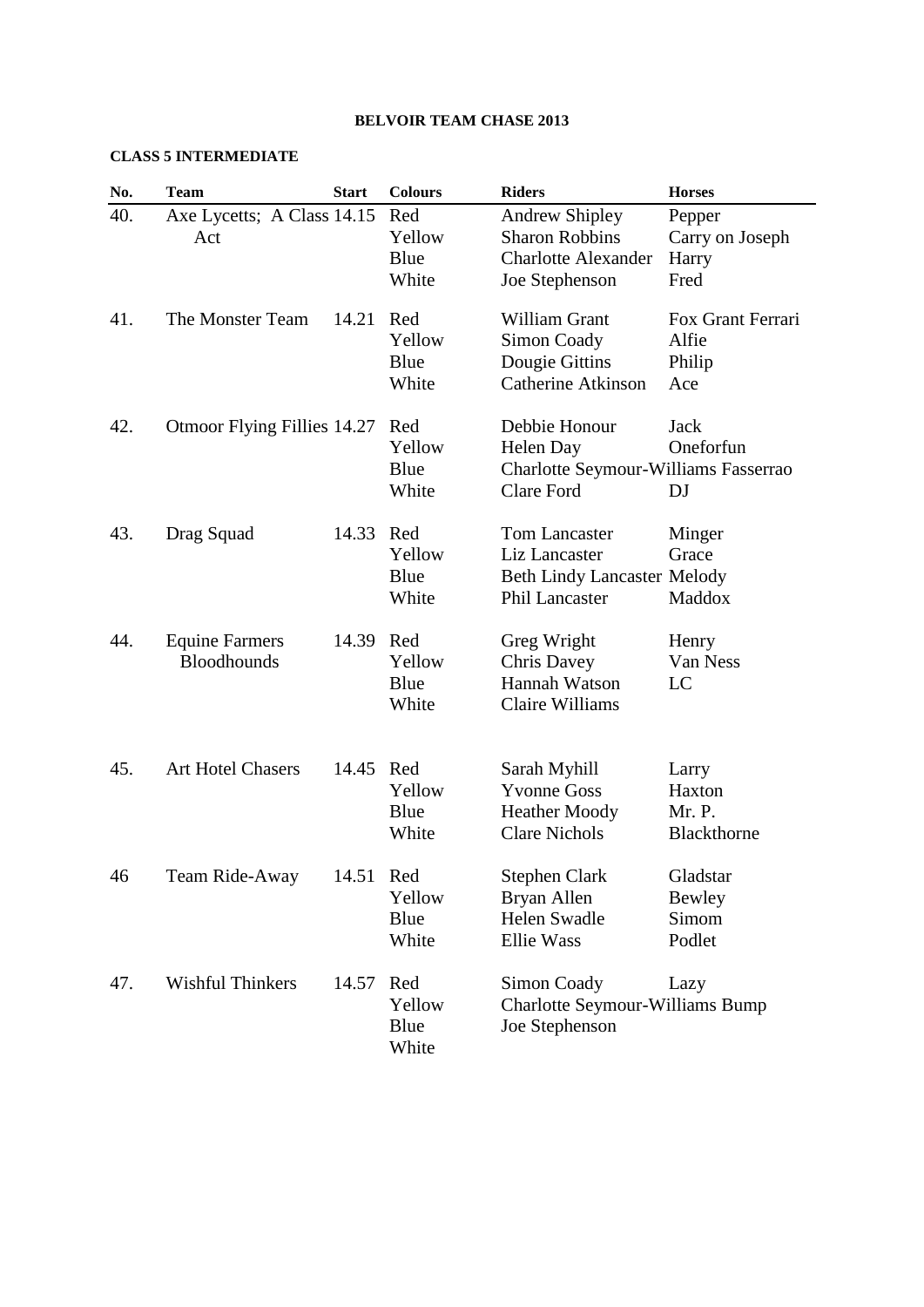**BELVOIR TEAM CHASE 2013**

**CLASS 5 INTERMEDIATE**

| No. | Team | Start | Colours | Riders | Horses |
|---|---|---|---|---|---|
| 40. | Axe Lycetts; A Class Act | 14.15 | Red | Andrew Shipley | Pepper |
| | | | Yellow | Sharon Robbins | Carry on Joseph |
| | | | Blue | Charlotte Alexander | Harry |
| | | | White | Joe Stephenson | Fred |
| 41. | The Monster Team | 14.21 | Red | William Grant | Fox Grant Ferrari |
| | | | Yellow | Simon Coady | Alfie |
| | | | Blue | Dougie Gittins | Philip |
| | | | White | Catherine Atkinson | Ace |
| 42. | Otmoor Flying Fillies | 14.27 | Red | Debbie Honour | Jack |
| | | | Yellow | Helen Day | Oneforfun |
| | | | Blue | Charlotte Seymour-Williams | Fasserrao |
| | | | White | Clare Ford | DJ |
| 43. | Drag Squad | 14.33 | Red | Tom Lancaster | Minger |
| | | | Yellow | Liz Lancaster | Grace |
| | | | Blue | Beth Lindy Lancaster | Melody |
| | | | White | Phil Lancaster | Maddox |
| 44. | Equine Farmers Bloodhounds | 14.39 | Red | Greg Wright | Henry |
| | | | Yellow | Chris Davey | Van Ness |
| | | | Blue | Hannah Watson | LC |
| | | | White | Claire Williams | |
| 45. | Art Hotel Chasers | 14.45 | Red | Sarah Myhill | Larry |
| | | | Yellow | Yvonne Goss | Haxton |
| | | | Blue | Heather Moody | Mr. P. |
| | | | White | Clare Nichols | Blackthorne |
| 46 | Team Ride-Away | 14.51 | Red | Stephen Clark | Gladstar |
| | | | Yellow | Bryan Allen | Bewley |
| | | | Blue | Helen Swadle | Simom |
| | | | White | Ellie Wass | Podlet |
| 47. | Wishful Thinkers | 14.57 | Red | Simon Coady | Lazy |
| | | | Yellow | Charlotte Seymour-Williams | Bump |
| | | | Blue | Joe Stephenson | |
| | | | White | | |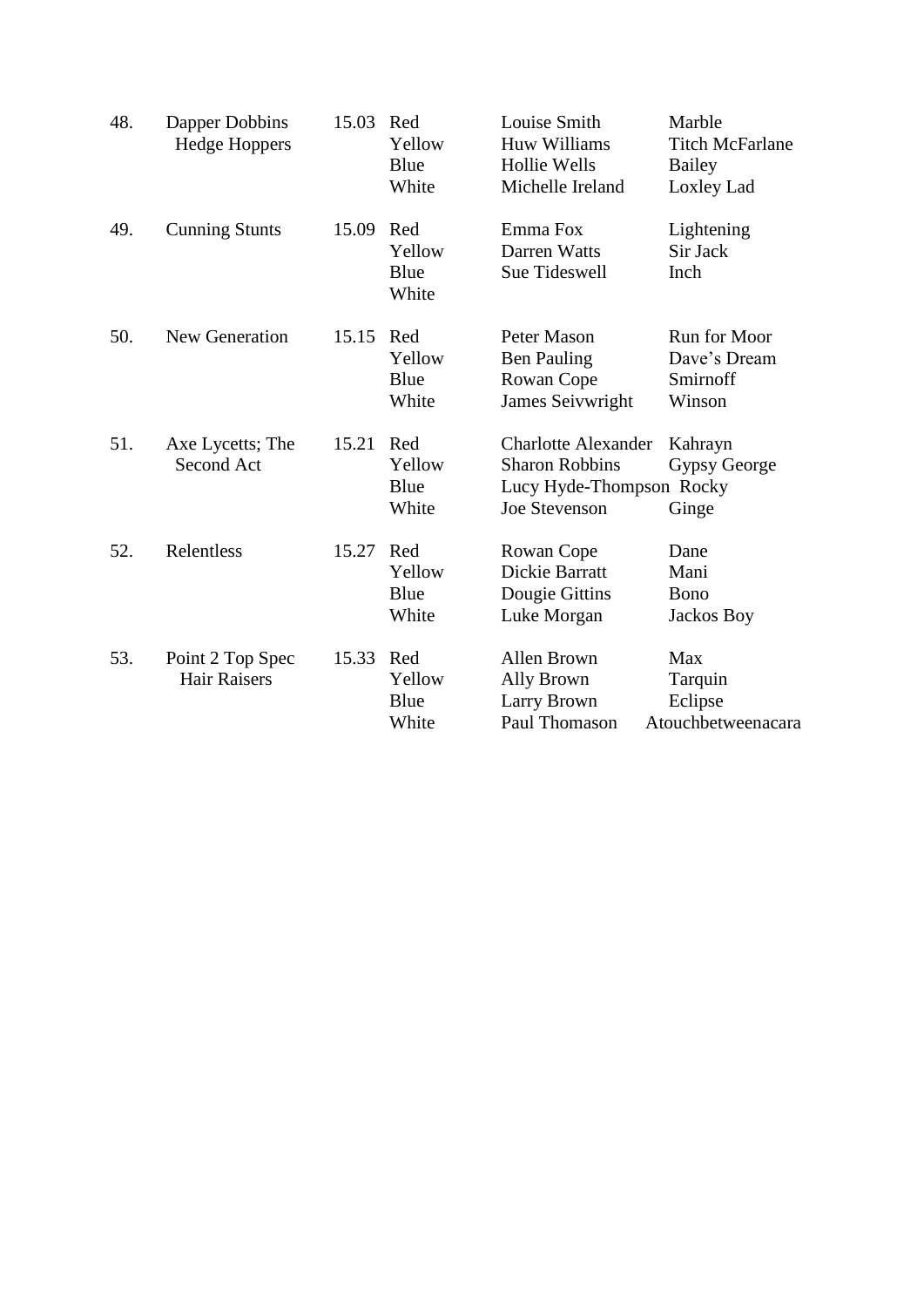| No. | Team | Time | Colour | Rider | Horse |
|---|---|---|---|---|---|
| 48. | Dapper Dobbins Hedge Hoppers | 15.03 | Red | Louise Smith | Marble |
| | | | Yellow | Huw Williams | Titch McFarlane |
| | | | Blue | Hollie Wells | Bailey |
| | | | White | Michelle Ireland | Loxley Lad |
| 49. | Cunning Stunts | 15.09 | Red | Emma Fox | Lightening |
| | | | Yellow | Darren Watts | Sir Jack |
| | | | Blue | Sue Tideswell | Inch |
| | | | White | | |
| 50. | New Generation | 15.15 | Red | Peter Mason | Run for Moor |
| | | | Yellow | Ben Pauling | Dave's Dream |
| | | | Blue | Rowan Cope | Smirnoff |
| | | | White | James Seivwright | Winson |
| 51. | Axe Lycetts; The Second Act | 15.21 | Red | Charlotte Alexander | Kahrayn |
| | | | Yellow | Sharon Robbins | Gypsy George |
| | | | Blue | Lucy Hyde-Thompson | Rocky |
| | | | White | Joe Stevenson | Ginge |
| 52. | Relentless | 15.27 | Red | Rowan Cope | Dane |
| | | | Yellow | Dickie Barratt | Mani |
| | | | Blue | Dougie Gittins | Bono |
| | | | White | Luke Morgan | Jackos Boy |
| 53. | Point 2 Top Spec Hair Raisers | 15.33 | Red | Allen Brown | Max |
| | | | Yellow | Ally Brown | Tarquin |
| | | | Blue | Larry Brown | Eclipse |
| | | | White | Paul Thomason | Atouchbetweenacara |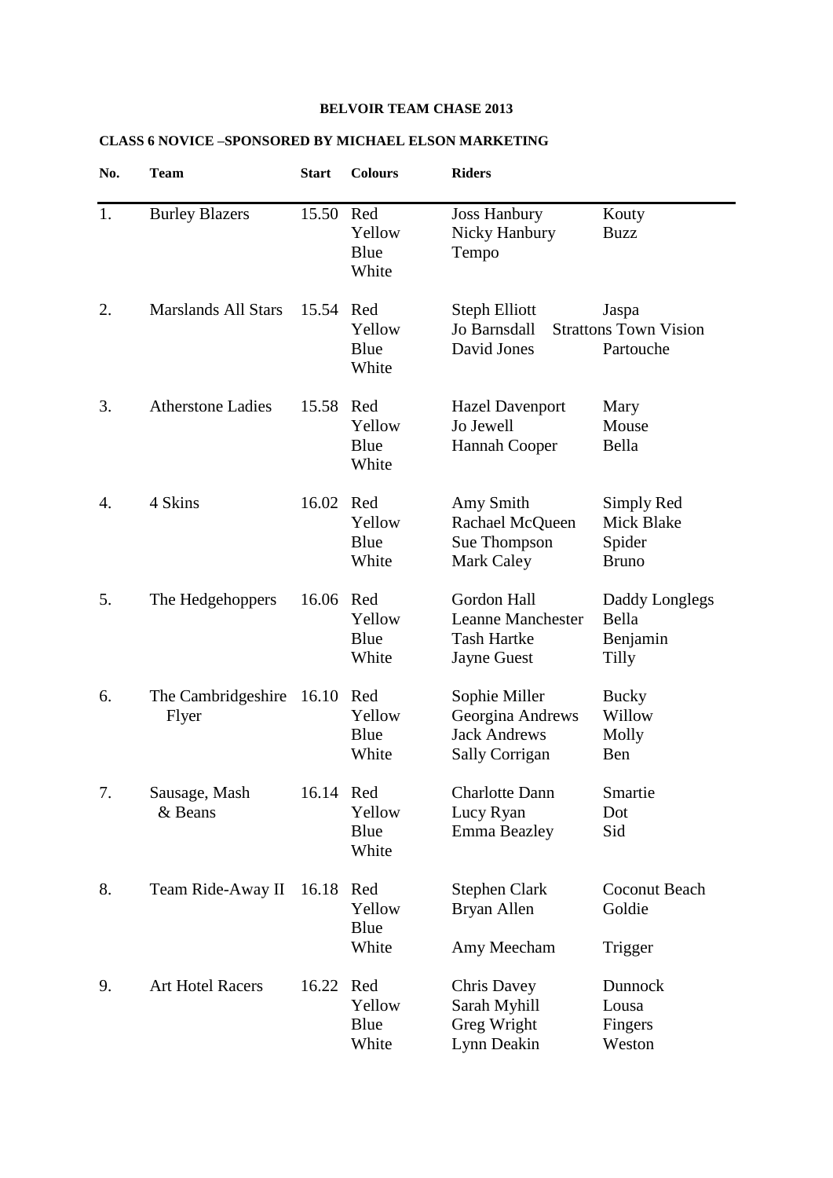**BELVOIR TEAM CHASE 2013**

**CLASS 6 NOVICE –SPONSORED BY MICHAEL ELSON MARKETING**

| No. | Team | Start | Colours | Riders | |
|---|---|---|---|---|---|
| 1. | Burley Blazers | 15.50 | Red<br>Yellow<br>Blue<br>White | Joss Hanbury<br>Nicky Hanbury<br>Tempo | Kouty<br>Buzz |
| 2. | Marslands All Stars | 15.54 | Red<br>Yellow<br>Blue<br>White | Steph Elliott<br>Jo Barnsdall<br>David Jones | Jaspa<br>Strattons Town Vision<br>Partouche |
| 3. | Atherstone Ladies | 15.58 | Red<br>Yellow<br>Blue<br>White | Hazel Davenport<br>Jo Jewell<br>Hannah Cooper | Mary<br>Mouse<br>Bella |
| 4. | 4 Skins | 16.02 | Red<br>Yellow<br>Blue<br>White | Amy Smith<br>Rachael McQueen<br>Sue Thompson<br>Mark Caley | Simply Red<br>Mick Blake<br>Spider<br>Bruno |
| 5. | The Hedgehoppers | 16.06 | Red<br>Yellow<br>Blue<br>White | Gordon Hall<br>Leanne Manchester<br>Tash Hartke<br>Jayne Guest | Daddy Longlegs<br>Bella<br>Benjamin<br>Tilly |
| 6. | The Cambridgeshire Flyer | 16.10 | Red<br>Yellow<br>Blue<br>White | Sophie Miller<br>Georgina Andrews<br>Jack Andrews<br>Sally Corrigan | Bucky<br>Willow<br>Molly<br>Ben |
| 7. | Sausage, Mash & Beans | 16.14 | Red<br>Yellow<br>Blue<br>White | Charlotte Dann<br>Lucy Ryan<br>Emma Beazley | Smartie<br>Dot<br>Sid |
| 8. | Team Ride-Away II | 16.18 | Red<br>Yellow<br>Blue<br>White | Stephen Clark<br>Bryan Allen<br><br>Amy Meecham | Coconut Beach<br>Goldie<br><br>Trigger |
| 9. | Art Hotel Racers | 16.22 | Red<br>Yellow<br>Blue<br>White | Chris Davey<br>Sarah Myhill<br>Greg Wright<br>Lynn Deakin | Dunnock<br>Lousa<br>Fingers<br>Weston |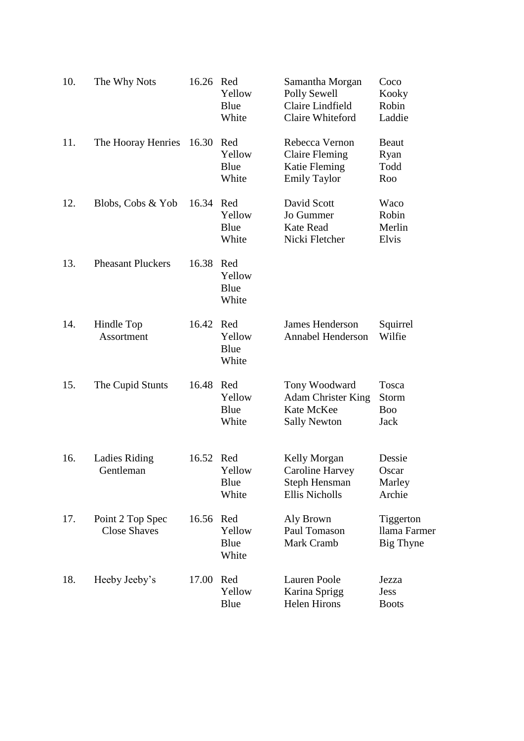| | | | | | |
|---|---|---|---|---|---|
| 10. | The Why Nots | 16.26 | Red | Samantha Morgan | Coco |
| | | | Yellow | Polly Sewell | Kooky |
| | | | Blue | Claire Lindfield | Robin |
| | | | White | Claire Whiteford | Laddie |
| 11. | The Hooray Henries | 16.30 | Red | Rebecca Vernon | Beaut |
| | | | Yellow | Claire Fleming | Ryan |
| | | | Blue | Katie Fleming | Todd |
| | | | White | Emily Taylor | Roo |
| 12. | Blobs, Cobs & Yob | 16.34 | Red | David Scott | Waco |
| | | | Yellow | Jo Gummer | Robin |
| | | | Blue | Kate Read | Merlin |
| | | | White | Nicki Fletcher | Elvis |
| 13. | Pheasant Pluckers | 16.38 | Red | | |
| | | | Yellow | | |
| | | | Blue | | |
| | | | White | | |
| 14. | Hindle Top Assortment | 16.42 | Red | James Henderson | Squirrel |
| | | | Yellow | Annabel Henderson | Wilfie |
| | | | Blue | | |
| | | | White | | |
| 15. | The Cupid Stunts | 16.48 | Red | Tony Woodward | Tosca |
| | | | Yellow | Adam Christer King | Storm |
| | | | Blue | Kate McKee | Boo |
| | | | White | Sally Newton | Jack |
| 16. | Ladies Riding Gentleman | 16.52 | Red | Kelly Morgan | Dessie |
| | | | Yellow | Caroline Harvey | Oscar |
| | | | Blue | Steph Hensman | Marley |
| | | | White | Ellis Nicholls | Archie |
| 17. | Point 2 Top Spec Close Shaves | 16.56 | Red | Aly Brown | Tiggerton |
| | | | Yellow | Paul Tomason | llama Farmer |
| | | | Blue | Mark Cramb | Big Thyne |
| | | | White | | |
| 18. | Heeby Jeeby's | 17.00 | Red | Lauren Poole | Jezza |
| | | | Yellow | Karina Sprigg | Jess |
| | | | Blue | Helen Hirons | Boots |